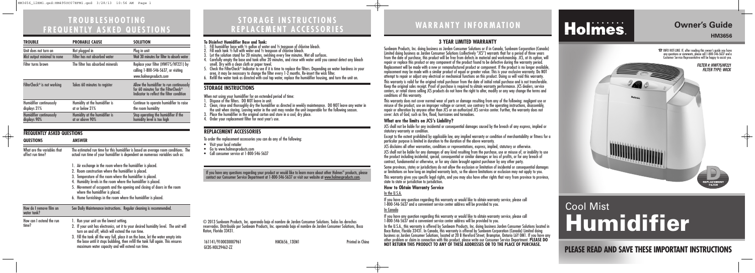# TROUBLESHOOTING FREQUENTLY ASKED QUESTIONS

| TROUBLE | PROBABLE CAUSE | SOLUTION |
|---|---|---|
| Unit does not turn on | Not plugged in | Plug in unit |
| Mist output minimal to none | Filter has not absorbed water | Wait 30 minutes for filter to absorb water |
| Filter turns brown | The filter has absorbed minerals | Replace your filter (HWF75/HF221) by calling 1-800-546-5637, or visiting www.holmesproducts.com |
| FilterCheck® is not working | Takes 60 minutes to register | Allow the humidifier to run continuously for 60 minutes for the FilterCheck® Indicator to reflect the filter condition |
| Humidifier continuously displays 21% | Humidity at the humidifier is at or below 21% | Continue to operate humidifier to raise the room humidity |
| Humidifier continuously displays 90% | Humidity at the humidifier is at or above 90% | Stop operating the humidifier if the humidity level is too high |

## FREQUENTLY ASKED QUESTIONS

| QUESTIONS | ANSWER |
|---|---|
| What are the variables that affect run time? | The estimated run time for this humidifier is based on average room conditions. The actual run time of your humidifier is dependent on numerous variables such as: 1. Air exchange in the room where the humidifier is placed. 2. Room construction where the humidifier is placed. 3. Temperature of the room where the humidifier is placed. 4. Humidity levels in the room where the humidifier is placed. 5. Movement of occupants and the opening and closing of doors in the room where the humidifier is placed. 6. Home furnishings in the room where the humidifier is placed. |
| How do I remove film on water tank? | See Daily Maintenance instructions. Regular cleaning is recommended. |
| How can I extend the run time? | 1. Run your unit on the lowest setting. 2. If your unit has electronics, set it to your desired humidity level. The unit will turn on and off, which will extend the run time. 3. Fill the tank all the way full, place it on the base, let the water empty into the base until it stops bubbling, then refill the tank full again. This ensures maximum water capacity and will extend run time. |

# STORAGE INSTRUCTIONS REPLACEMENT ACCESSORIES

**To Disinfect Humidifier Base and Tank:**

1. Fill humidifier base with ½ gallon of water and ½ teaspoon of chlorine bleach.
2. Fill each tank ½ full with water and ½ teaspoon of chlorine bleach.
3. Let the solution stand for 20 minutes, swishing every few minutes. Wet all surfaces.
4. Carefully empty the base and tank after 20 minutes, and rinse with water until you cannot detect any bleach smell. Dry with a clean cloth or paper towel.
5. Check the FilterCheck® Indicator to see if it is time to replace the filters. Depending on water hardness in your area, it may be necessary to change the filter every 1-2 months. Re-insert the wick filter.
6. Refill the water tank as directed with cool tap water, replace the humidifier housing, and turn the unit on.

## STORAGE INSTRUCTIONS

When not using your humidifier for an extended period of time:

1. Dispose of the filters. DO NOT leave in unit.
2. Clean, rinse and thoroughly dry the humidifier as directed in weekly maintenance. DO NOT leave any water in the unit when storing. Leaving water in the unit may render the unit inoperable for the following season.
3. Place the humidifier in the original carton and store in a cool, dry place.
4. Order your replacement filter for next year's use.

## REPLACEMENT ACCESSORIES

To order the replacement accessories you can do any of the following:

- Visit your local retailer
- Go to www.holmesproducts.com
- Call consumer service at 1-800-546-5637

If you have any questions regarding your product or would like to learn more about other Holmes® products, please contact our Consumer Service Department at 1-800-546-5637 or visit our website at www.holmesproducts.com.

© 2013 Sunbeam Products, Inc. operando bajo el nombre de Jarden Consumer Solutions. Todos los derechos reservados. Distribuido por Sunbeam Products, Inc. operando bajo el nombre de Jarden Consumer Solutions, Boca Raton, Florida 33431.

161141/9100030007961 HM3656_13EM1 Printed in China
GCDS-HOL29462-ZZ

# WARRANTY INFORMATION

## 3 YEAR LIMITED WARRANTY

Sunbeam Products, Inc. doing business as Jarden Consumer Solutions or if in Canada, Sunbeam Corporation (Canada) Limited doing business as Jarden Consumer Solutions (collectively "JCS") warrants that for a period of three years from the date of purchase, this product will be free from defects in material and workmanship. JCS, at its option, will repair or replace this product or any component of the product found to be defective during the warranty period. Replacement will be made with a new or remanufactured product or component. If the product is no longer available, replacement may be made with a similar product of equal or greater value. This is your exclusive warranty. Do NOT attempt to repair or adjust any electrical or mechanical functions on this product. Doing so will void this warranty.

This warranty is valid for the original retail purchaser from the date of initial retail purchase and is not transferable. Keep the original sales receipt. Proof of purchase is required to obtain warranty performance. JCS dealers, service centers, or retail stores selling JCS products do not have the right to alter, modify or any way change the terms and conditions of this warranty.

This warranty does not cover normal wear of parts or damage resulting from any of the following: negligent use or misuse of the product, use on improper voltage or current, use contrary to the operating instructions, disassembly, repair or alteration by anyone other than JCS or an authorized JCS service center. Further, the warranty does not cover: Acts of God, such as fire, flood, hurricanes and tornadoes.

### What are the limits on JCS's Liability?

JCS shall not be liable for any incidental or consequential damages caused by the breach of any express, implied or statutory warranty or condition.

Except to the extent prohibited by applicable law, any implied warranty or condition of merchantability or fitness for a particular purpose is limited in duration to the duration of the above warranty.

JCS disclaims all other warranties, conditions or representations, express, implied, statutory or otherwise.

JCS shall not be liable for any damages of any kind resulting from the purchase, use or misuse of, or inability to use the product including incidental, special, consequential or similar damages or loss of profits, or for any breach of contract, fundamental or otherwise, or for any claim brought against purchaser by any other party.

Some provinces, states or jurisdictions do not allow the exclusion or limitation of incidental or consequential damages or limitations on how long an implied warranty lasts, so the above limitations or exclusion may not apply to you.

This warranty gives you specific legal rights, and you may also have other rights that vary from province to province, state to state or jurisdiction to jurisdiction.

### How to Obtain Warranty Service

In the U.S.A.

If you have any question regarding this warranty or would like to obtain warranty service, please call 1-800-546-5637 and a convenient service center address will be provided to you.

In Canada

If you have any question regarding this warranty or would like to obtain warranty service, please call 1-800-546-5637 and a convenient service center address will be provided to you.

In the U.S.A., this warranty is offered by Sunbeam Products, Inc. doing business Jarden Consumer Solutions located in Boca Raton, Florida 33431. In Canada, this warranty is offered by Sunbeam Corporation (Canada) Limited doing business as Jarden Consumer Solutions, located at 20 B Hereford Street, Brampton, Ontario L6Y 0M1. If you have any other problem or claim in connection with this product, please write our Consumer Service Department. **PLEASE DO NOT RETURN THIS PRODUCT TO ANY OF THESE ADDRESSES OR TO THE PLACE OF PURCHASE.**

# Holmes

## Owner's Guide

**HM3656**

☎ INFO HOT-LINE: If, after reading this owner's guide you have any questions or comments, please call 1-800-546-5637 and a Customer Service Representative will be happy to assist you.

*FILTER #: HWF75/HF221*
*FILTER TYPE: WICK*

D REPLACEMENT FILTER

# Cool Mist Humidifier

## PLEASE READ AND SAVE THESE IMPORTANT INSTRUCTIONS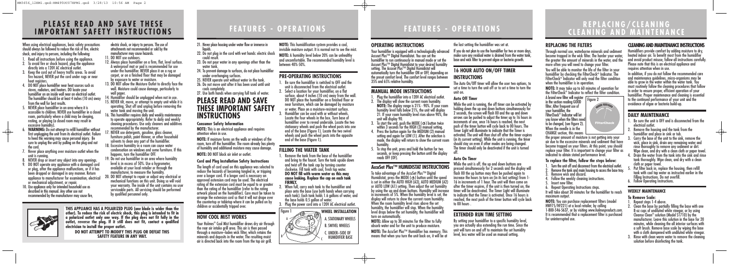# PLEASE READ AND SAVE THESE IMPORTANT SAFETY INSTRUCTIONS

When using electrical appliances, basic safety precautions should always be followed to reduce the risk of fire, electric shock, and injury to persons, including the following:

1. Read all instructions before using the appliance.
2. To avoid fire or shock hazard, plug the appliance directly into a 120V AC electrical outlet.
3. Keep the cord out of heavy traffic areas. To avoid fire hazard, NEVER put the cord under rugs or near heat registers.
4. DO NOT place humidifier near heat sources such as stoves, radiators, and heaters. DO locate your humidifier on an inside wall near an electrical outlet. The humidifier should be at least 4 inches (10 cm) away from the wall for best results.
5. NEVER place humidifier in an area where it is accessible to children. NEVER use humidifier in a closed room, particularly where a child may be sleeping, resting, or playing (a closed room may result in excessive humidity).
6. **WARNING:** Do not attempt to refill humidifier without first unplugging the unit from its electrical outlet. Failure to heed this warning may cause personal injury. Be sure to unplug the unit by pulling on the plug and not the cord.
7. Never place anything over moisture outlet when the unit is running.
8. NEVER drop or insert any object into any openings.
9. DO NOT operate any appliance with a damaged cord or plug, after the appliance malfunctions, or if it has been dropped or damaged in any manner. Return appliance to manufacturer for examination, electrical or mechanical adjustment, or repair.
10. Use appliance only for intended household use as described in this manual. Any other use not recommended by the manufacturer may cause fire, electric shock, or injury to persons. The use of attachments not recommended or sold by the manufacturer may cause hazards.
11. DO NOT use outdoors.
12. Always place humidifier on a firm, flat, level surface. A waterproof mat or pad is recommended for use under the humidifier. NEVER place it on a rug or carpet, or on a finished floor that may be damaged by exposure to water or moisture.
13. DO NOT allow the Moisture Outlet to directly face the wall. Moisture could cause damage, particularly to wall paper.
14. Humidifier should be unplugged when not in use.
15. NEVER tilt, move, or attempt to empty unit while it is operating. Shut off and unplug before removing the water tank and moving the unit.
16. This humidifier requires daily and weekly maintenance to operate appropriately. Refer to daily and weekly cleaning procedures. Use only cleaners and additives recommended by the manufacturer.
17. NEVER use detergents, gasoline, glass cleaner, furniture polish, paint thinner, or other household solvents to clean any part of the humidifier.
18. Excessive humidity in a room can cause water condensation on windows and some furniture. If this happens, turn the humidifier OFF.
19. Do not use humidifier in an area where humidity level is in excess of 50%. Use a hygrometer, available at your local retailer or through the manufacturer, to measure the humidity.
20. DO NOT attempt to repair or adjust any electrical or mechanical functions on this unit. Doing so will void your warranty. The inside of the unit contains no user serviceable parts. All servicing should be performed by qualified personnel only.
21. Never place housing under water flow or immerse in liquids.
22. Do not plug in the cord with wet hands: electric shock could result.
23. Do not pour water in any openings other than the water tank.
24. To prevent damage to surfaces, do not place humidifier under overhanging surfaces.
25. NEVER operate unit without water in the tank.
26. Do not move unit after it has been used until unit cools completely.
27. Use both hands when carrying full tank of water.

**THIS APPLIANCE HAS A POLARIZED PLUG (one blade is wider than the other). To reduce the risk of electric shock, this plug is intended to fit in a polarized outlet only one way. If the plug does not fit fully in the outlet, reverse the plug. If it still does not fit, contact a qualified electrician to install the proper outlet.**

**DO NOT ATTEMPT TO MODIFY THIS PLUG OR DEFEAT THIS SAFETY FEATURE IN ANY WAY.**

# PLEASE READ AND SAVE THESE IMPORTANT SAFETY INSTRUCTIONS

### Consumer Safety Information

**NOTE:** This is an electrical appliance and requires attention when in use.

**NOTE:** If moisture forms on the walls or windows of the room, turn off the humidifier. The room already has plenty of humidity and additional moisture may cause damage.

**NOTE:** DO NOT block air inlet or outlet.

### Cord and Plug Installation Safety Instructions

The length of cord used on this appliance was selected to reduce the hazards of becoming tangled in, or tripping over a longer cord. If a longer cord is necessary an approved extension cord may be used. The electrical rating of the extension cord must be equal to or greater than the rating of the humidifier (refer to the rating artwork placed on the humidifier). Care must be taken to arrange the extension cord so that it will not drape over the countertop or tabletop where it can be pulled on by children or accidentally tripped over.

# FEATURES - OPERATIONS

## HOW COOL MIST WORKS

Your Holmes® Cool Mist humidifier draws dry air through the rear air intake grill area. This air is then passed through a moisture-laden wick filter, which retains the minerals and deposits in the water. The resulting moist air is directed back into the room from the top air grill.

**NOTE:** This humidification system provides a cool, invisible moisture output. It is normal not to see the mist.

**NOTE:** A humidity level below 20% can be unhealthy and uncomfortable. The recommended humidity level is between 40%-50%.

## PRE-OPERATING INSTRUCTIONS

1. Be sure the humidifier is switched to OFF and the unit is disconnected from the electrical outlet.
2. Select a location for your humidifier, on a flat surface, about 4 inches (10 cm) away from the wall. DO NOT place the humidifier on a finished floor or near furniture, which can be damaged by moisture or water. Place on a moisture-resistant surface.
3. Humidifier can be used with or without wheels. Locate the four wheels in the box. Turn base of humidifier over to reveal underside. Locate the two stationary wheels and push the wheel posts into one end of the base (Figure 1). Locate the two swivel wheels and push the wheel posts into the opposite end of the base (Figure 1).

## FILLING THE WATER TANK

1. Remove the tank from the base of the humidifier and bring to the faucet. Turn the tank upside down and twist off the tank cap by turning counter clockwise. Fill tank with cool, fresh tap water. **DO NOT fill with warm water as this may cause leaking. Replace the cap on each tank FIRMLY.**
2. When full, carry each tank to the humidifier and place onto the base (use both hands when carrying each tank). Each tank holds 1.6 gallons of water, and the base holds 0.5 gallon of water.
3. Plug the power cord into a 120V AC electrical outlet.

Figure 1

WHEEL INSTALLATION

A. STATIONARY WHEELS

B. SWIVEL WHEELS

C. UNDER-SIDE OF HUMIDIFIER BASE

# FEATURES - OPERATIONS

## OPERATING INSTRUCTIONS

Your humidifier is equipped with a technologically advanced Accuset Plus™ Digital Humidistat. You can set the humidifier to run continuously in manual mode or set the Accuset Plus™ Digital Humidistat to your desired humidity setting. The Accuset Plus™ Digital Humidistat will automatically turn the humidifier ON or OFF, depending on the preset comfort level. The comfort level ranges between 35% and 65% relative humidity.

## MANUAL MODE INSTRUCTIONS

1. Plug the humidifier into a 120V AC electrical outlet.
2. The display will show the current room humidity. **NOTE:** The display range is 21% - 90%. If your room humidity level falls below 21%, the unit will display 21. If your room humidity level rises above 90%, the unit will display 90.
3. To start the unit, push the MODE (⏻) button twice within 3 seconds for the HIGH (3) manual setting.
4. Press the button again for the MEDIUM (2) manual setting and again for LOW (1). After the selection is made, the display will return to show the current room humidity.
5. To stop the unit, press and hold the button for two seconds, or keep pressing the button until the display reads OFF (OF).

## AccuSet Plus™ HUMIDISTAT INSTRUCTIONS

To take advantage of the AccuSet Plus™ Digital Humidistat, press the MODE (⏻) button until the speed is set in either the AUTO HIGH (A3), AUTO MEDIUM (A2) or AUTO LOW (A1) setting. Then adjust the set humidity by using the up and down buttons. Humidity will increase in increments of 5%. When the humidity level is set, the display will return to show the current room humidity. When the room humidity level rises above the set humidity, the humidifier will stop. When the humidity level drops below the set humidity, the humidifier will turn on automatically.

**NOTE:** Allow up to 30 minutes for the filter to fully absorb water and for the unit to produce moisture.

**NOTE:** The AccuSet Plus™ Humidifier has memory. This means that when you turn the unit back on, it will be at the last setting the humidifier was set at.

If you do not plan to use the humidifier for two or more days, make sure any residual water is drained from the water tank, base and wick filter to prevent algae or bacteria growth.

## 16 HOUR AUTO ON/OFF TIMER INSTRUCTIONS

The Auto On/Off timer will allow the user two options, to set a time to turn the unit off or to set a time to turn the unit on.

### Auto Off Timer

While the unit is running, the off timer can be activated by holding down the up and down buttons simultaneously for 2 seconds, the screen will flash 00 and the up and down arrows can be pushed to adjust the timer up to 16 hours in increments of one, once 16 hours is reached, the next push of the timer button will cycle back to 00 hours. The Timer Light will illuminate to indicate that the Timer is activated. The unit will then shut off after the timer expires (in its current setting). While the unit is running, the timer should stay on even if other modes are being changed. The timer should only be deactivated if the unit is turned off.

### Auto On Timer

While the unit is off, the up and down buttons are pressed simultaneously for 2 seconds and the display will flash 00 the up button may then be pushed again to increase the hours to turn on (in its last setting) from 1-16 in increments of 1 hour. The unit will then come on after the timer expires, if the unit is then turned on, the timer will be deactivated. The Timer Light will illuminate to indicate that the Timer is activated. Once 16 hours is reached, the next push of the timer button will cycle back to 00 hours .

## EXTENDED RUN TIME SETTING

By setting your humidifier to a specific humidity level, you are actually also extending the run time. Since the unit will turn on and off to maintain the set humidity level, less water will be used on manual setting.

# REPLACING/CLEANING CLEANING AND MAINTENANCE

## REPLACING THE FILTERS

Through normal use, waterborne minerals and sediment become trapped in the wick filter. The harder your water, the greater the amount of minerals in the water, and the more often you will need to change your filter.

You will be able to monitor the life of the filter in your humidifier by checking the FilterCheck® Indicator. The FilterCheck® Indicator will only read the filter condition when the humidifier is in operation.

**NOTE:** It may take up to 60 minutes of operation for the FilterCheck® Indicator to reflect the filter condition.

A brand new filter will register in the section reading GOOD filter. After frequent use of your humidifier, the FilterCheck® Indicator will let you know when the filters need to be changed, (see Figure 2). When the needle is in the CHANGE section, this means the proper amount of moisture is not getting into your air due to the excessive minerals and sediment that have become trapped on your filters. At this point, you should replace your filter. It is important to change your filter as indicated to obtain stated performance level.

Figure 2

FilterCheck

### To replace the filter, follow the steps below:

1. Turn the unit off and disconnect from the electrical outlet.
2. Remove the tank and main housing to access the base tray.
3. Remove wick and discard.
4. Follow the weekly cleaning instructions.
5. Insert new filter.
6. Repeat Operating Instructions steps.

It will take about 30 minutes for the humidifier to reach maximum output.

**NOTE:** You can purchase replacement filters (model HWF75/HF221) at a local retailer, by calling 1-800-546-5637, or by visiting www.holmesproducts.com. It is recommended that a replacement filter is purchased for uninterrupted use.

## CLEANING AND MAINTENANCE INSTRUCTIONS

Humidifiers provide comfort by adding moisture to dry, heated indoor air. To benefit most from the humidifier and avoid product misuse, follow all instructions carefully. Please note that this is an electrical appliance and requires attention when in use.

In addition, if you do not follow the recommended care and maintenance guidelines, micro-organisms may be able to grow in the water within the water tank. You must routinely follow the cleaning procedures that follow in order to ensure proper, efficient operation of your humidifier. Proper maintenance and cleaning is essential to the continued performance of your unit and the avoidance of algae or bacteria build-up.

## DAILY MAINTENANCE

1. Be sure the unit is OFF and is disconnected from the electrical outlet.
2. Remove the housing and the tank from the humidifier and place in sink or tub.
3. Carry the base of the unit to the sink, remove the wick, place in sink, drain any remaining water and rinse thoroughly to remove any sediment or dirt. Wipe clean, and dry with a clean cloth or paper towel.
4. Drain the water from the tank into the sink and rinse tank thoroughly. Wipe clean, and dry with a clean cloth or paper towel.
5. Put filter back in, replace the housing, then refill tank with cool tap water as instructed earlier in the Filling Instructions. Do not overfill.
6. Follow Operating Instructions.

## WEEKLY MAINTENANCE

### To Remove Scale:

1. Repeat steps 1-4 above.
2. Clean the base by partially filling the base with one 8-oz cups of undiluted white vinegar, or by using Cleanse Clean® solution (Model $1710) by the manufacturer. Leave this solution in the base for 20 minutes, while cleaning the all interior surfaces with a soft brush. Remove base scale by wiping the base with a cloth dampened with undiluted white vinegar.
3. Rinse with clean warm water to remove the cleaning solution before disinfecting the tank.